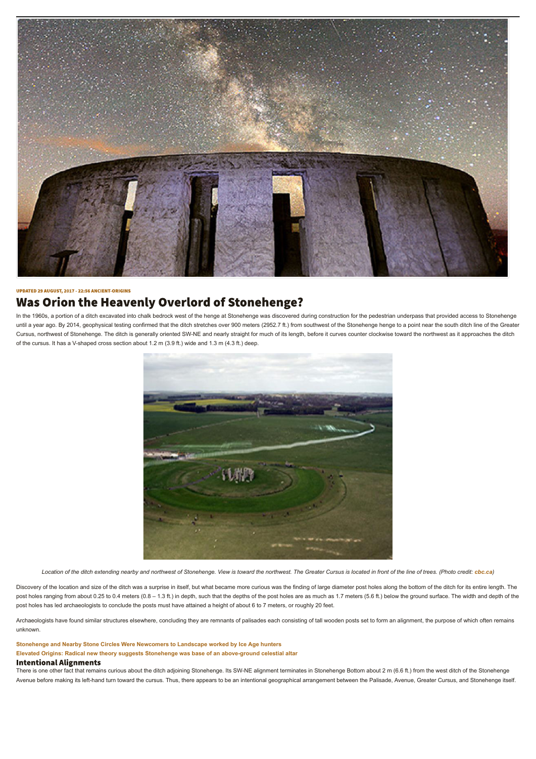UPDATED 29 AUGUST, 2017 - 22:56 ANCIENT-ORIGINS

# Was Orion the Heavenly Overlord of Stonehenge?

In the 1960s, a portion of a ditch excavated into chalk bedrock west of the henge at Stonehenge was discovered during construction for the pedestrian underpass that provided access to Stonehenge until a year ago. By 2014, geophysical testing confirmed that the ditch stretches over 900 meters (2952.7 ft.) from southwest of the Stonehenge henge to a point near the south ditch line of the Greater Cursus, northwest of Stonehenge. The ditch is generally oriented SW-NE and nearly straight for much of its length, before it curves counter clockwise toward the northwest as it approaches the ditch of the cursus. It has a V-shaped cross section about 1.2 m (3.9 ft.) wide and 1.3 m (4.3 ft.) deep.

*Location of the ditch extending nearby and northwest of Stonehenge. View is toward the northwest. The Greater Cursus is located in front of the line of trees. (Photo credit: **cbc.ca**)*

Discovery of the location and size of the ditch was a surprise in itself, but what became more curious was the finding of large diameter post holes along the bottom of the ditch for its entire length. The post holes ranging from about 0.25 to 0.4 meters (0.8 – 1.3 ft.) in depth, such that the depths of the post holes are as much as 1.7 meters (5.6 ft.) below the ground surface. The width and depth of the post holes has led archaeologists to conclude the posts must have attained a height of about 6 to 7 meters, or roughly 20 feet.

Archaeologists have found similar structures elsewhere, concluding they are remnants of palisades each consisting of tall wooden posts set to form an alignment, the purpose of which often remains unknown.

**Stonehenge and Nearby Stone Circles Were Newcomers to Landscape worked by Ice Age hunters**

**Elevated Origins: Radical new theory suggests Stonehenge was base of an above-ground celestial altar**

## Intentional Alignments

There is one other fact that remains curious about the ditch adjoining Stonehenge. Its SW-NE alignment terminates in Stonehenge Bottom about 2 m (6.6 ft.) from the west ditch of the Stonehenge Avenue before making its left-hand turn toward the cursus. Thus, there appears to be an intentional geographical arrangement between the Palisade, Avenue, Greater Cursus, and Stonehenge itself.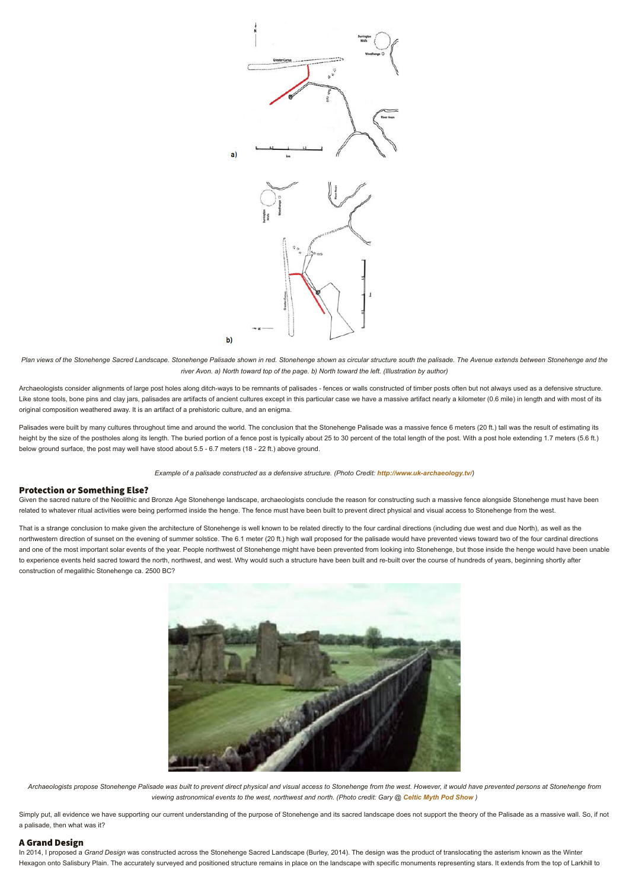Plan views of the Stonehenge Sacred Landscape. Stonehenge Palisade shown in red. Stonehenge shown as circular structure south the palisade. The Avenue extends between Stonehenge and the river Avon. a) North toward top of the page. b) North toward the left. (Illustration by author)

Archaeologists consider alignments of large post holes along ditch-ways to be remnants of palisades - fences or walls constructed of timber posts often but not always used as a defensive structure. Like stone tools, bone pins and clay jars, palisades are artifacts of ancient cultures except in this particular case we have a massive artifact nearly a kilometer (0.6 mile) in length and with most of its original composition weathered away. It is an artifact of a prehistoric culture, and an enigma.

Palisades were built by many cultures throughout time and around the world. The conclusion that the Stonehenge Palisade was a massive fence 6 meters (20 ft.) tall was the result of estimating its height by the size of the postholes along its length. The buried portion of a fence post is typically about 25 to 30 percent of the total length of the post. With a post hole extending 1.7 meters (5.6 ft.) below ground surface, the post may well have stood about 5.5 - 6.7 meters (18 - 22 ft.) above ground.

*Example of a palisade constructed as a defensive structure. (Photo Credit: **http://www.uk-archaeology.tv/**)*

## Protection or Something Else?

Given the sacred nature of the Neolithic and Bronze Age Stonehenge landscape, archaeologists conclude the reason for constructing such a massive fence alongside Stonehenge must have been related to whatever ritual activities were being performed inside the henge. The fence must have been built to prevent direct physical and visual access to Stonehenge from the west.

That is a strange conclusion to make given the architecture of Stonehenge is well known to be related directly to the four cardinal directions (including due west and due North), as well as the northwestern direction of sunset on the evening of summer solstice. The 6.1 meter (20 ft.) high wall proposed for the palisade would have prevented views toward two of the four cardinal directions and one of the most important solar events of the year. People northwest of Stonehenge might have been prevented from looking into Stonehenge, but those inside the henge would have been unable to experience events held sacred toward the north, northwest, and west. Why would such a structure have been built and re-built over the course of hundreds of years, beginning shortly after construction of megalithic Stonehenge ca. 2500 BC?

*Archaeologists propose Stonehenge Palisade was built to prevent direct physical and visual access to Stonehenge from the west. However, it would have prevented persons at Stonehenge from viewing astronomical events to the west, northwest and north. (Photo credit: Gary @ **Celtic Myth Pod Show** )*

Simply put, all evidence we have supporting our current understanding of the purpose of Stonehenge and its sacred landscape does not support the theory of the Palisade as a massive wall. So, if not a palisade, then what was it?

## A Grand Design

In 2014, I proposed a *Grand Design* was constructed across the Stonehenge Sacred Landscape (Burley, 2014). The design was the product of translocating the asterism known as the Winter Hexagon onto Salisbury Plain. The accurately surveyed and positioned structure remains in place on the landscape with specific monuments representing stars. It extends from the top of Larkhill to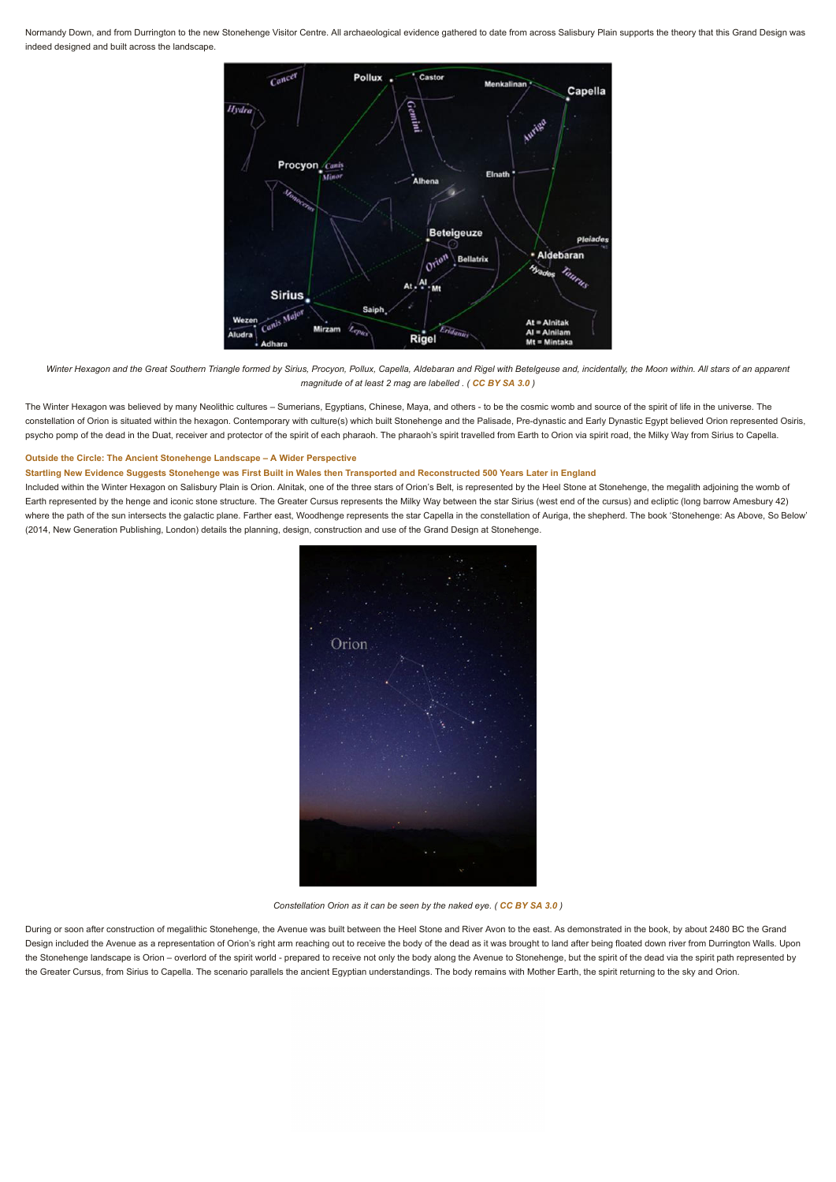Normandy Down, and from Durrington to the new Stonehenge Visitor Centre. All archaeological evidence gathered to date from across Salisbury Plain supports the theory that this Grand Design was indeed designed and built across the landscape.

*Winter Hexagon and the Great Southern Triangle formed by Sirius, Procyon, Pollux, Capella, Aldebaran and Rigel with Betelgeuse and, incidentally, the Moon within. All stars of an apparent magnitude of at least 2 mag are labelled . ( CC BY SA 3.0 )*

The Winter Hexagon was believed by many Neolithic cultures – Sumerians, Egyptians, Chinese, Maya, and others - to be the cosmic womb and source of the spirit of life in the universe. The constellation of Orion is situated within the hexagon. Contemporary with culture(s) which built Stonehenge and the Palisade, Pre-dynastic and Early Dynastic Egypt believed Orion represented Osiris, psycho pomp of the dead in the Duat, receiver and protector of the spirit of each pharaoh. The pharaoh's spirit travelled from Earth to Orion via spirit road, the Milky Way from Sirius to Capella.

**Outside the Circle: The Ancient Stonehenge Landscape – A Wider Perspective**

**Startling New Evidence Suggests Stonehenge was First Built in Wales then Transported and Reconstructed 500 Years Later in England**

Included within the Winter Hexagon on Salisbury Plain is Orion. Alnitak, one of the three stars of Orion's Belt, is represented by the Heel Stone at Stonehenge, the megalith adjoining the womb of Earth represented by the henge and iconic stone structure. The Greater Cursus represents the Milky Way between the star Sirius (west end of the cursus) and ecliptic (long barrow Amesbury 42) where the path of the sun intersects the galactic plane. Farther east, Woodhenge represents the star Capella in the constellation of Auriga, the shepherd. The book 'Stonehenge: As Above, So Below' (2014, New Generation Publishing, London) details the planning, design, construction and use of the Grand Design at Stonehenge.

*Constellation Orion as it can be seen by the naked eye. ( CC BY SA 3.0 )*

During or soon after construction of megalithic Stonehenge, the Avenue was built between the Heel Stone and River Avon to the east. As demonstrated in the book, by about 2480 BC the Grand Design included the Avenue as a representation of Orion's right arm reaching out to receive the body of the dead as it was brought to land after being floated down river from Durrington Walls. Upon the Stonehenge landscape is Orion – overlord of the spirit world - prepared to receive not only the body along the Avenue to Stonehenge, but the spirit of the dead via the spirit path represented by the Greater Cursus, from Sirius to Capella. The scenario parallels the ancient Egyptian understandings. The body remains with Mother Earth, the spirit returning to the sky and Orion.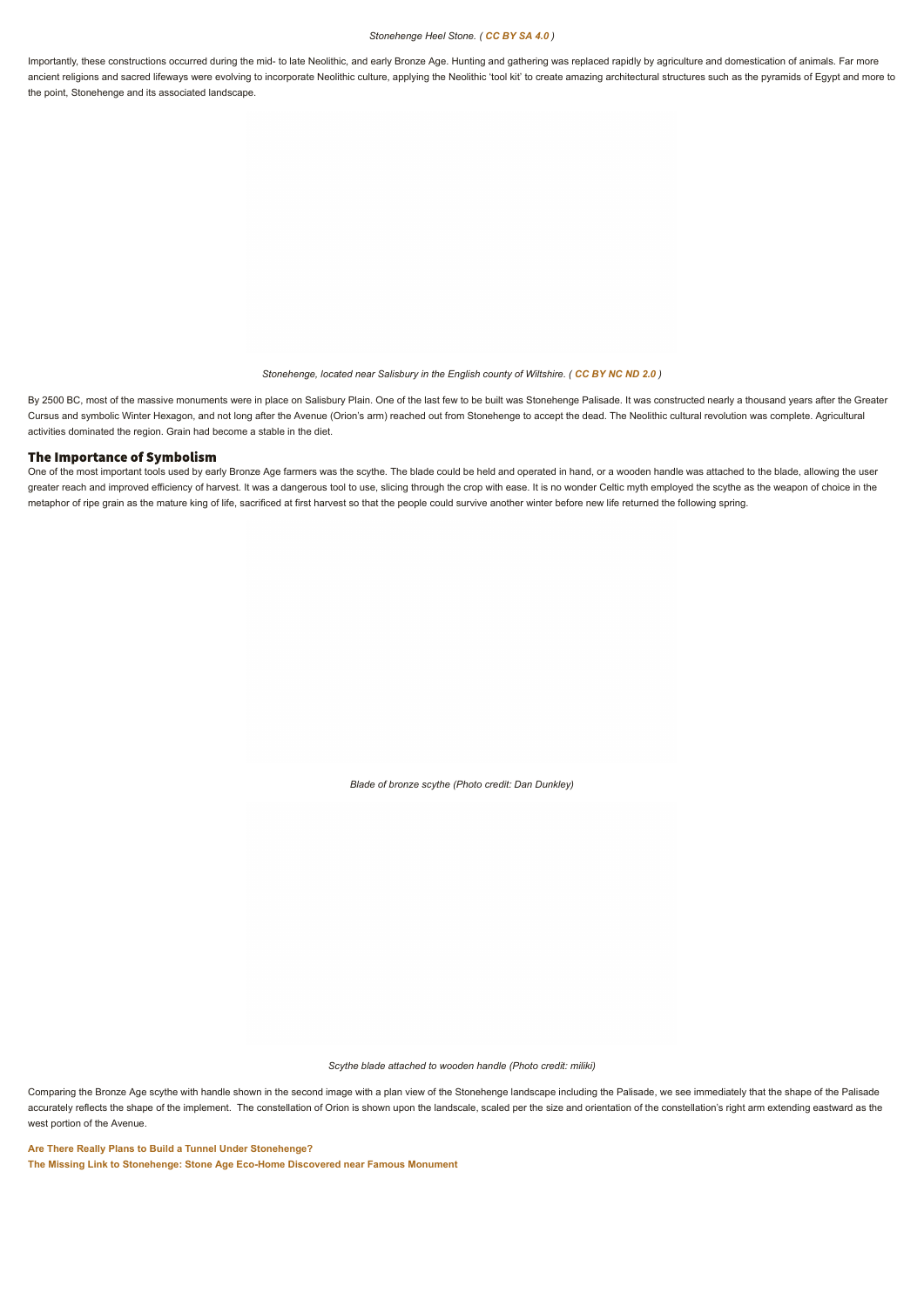*Stonehenge Heel Stone. ( CC BY SA 4.0 )*

Importantly, these constructions occurred during the mid- to late Neolithic, and early Bronze Age. Hunting and gathering was replaced rapidly by agriculture and domestication of animals. Far more ancient religions and sacred lifeways were evolving to incorporate Neolithic culture, applying the Neolithic 'tool kit' to create amazing architectural structures such as the pyramids of Egypt and more to the point, Stonehenge and its associated landscape.

*Stonehenge, located near Salisbury in the English county of Wiltshire. ( CC BY NC ND 2.0 )*

By 2500 BC, most of the massive monuments were in place on Salisbury Plain. One of the last few to be built was Stonehenge Palisade. It was constructed nearly a thousand years after the Greater Cursus and symbolic Winter Hexagon, and not long after the Avenue (Orion's arm) reached out from Stonehenge to accept the dead. The Neolithic cultural revolution was complete. Agricultural activities dominated the region. Grain had become a stable in the diet.

## The Importance of Symbolism

One of the most important tools used by early Bronze Age farmers was the scythe. The blade could be held and operated in hand, or a wooden handle was attached to the blade, allowing the user greater reach and improved efficiency of harvest. It was a dangerous tool to use, slicing through the crop with ease. It is no wonder Celtic myth employed the scythe as the weapon of choice in the metaphor of ripe grain as the mature king of life, sacrificed at first harvest so that the people could survive another winter before new life returned the following spring.

*Blade of bronze scythe (Photo credit: Dan Dunkley)*

*Scythe blade attached to wooden handle (Photo credit: miliki)*

Comparing the Bronze Age scythe with handle shown in the second image with a plan view of the Stonehenge landscape including the Palisade, we see immediately that the shape of the Palisade accurately reflects the shape of the implement. The constellation of Orion is shown upon the landscale, scaled per the size and orientation of the constellation's right arm extending eastward as the west portion of the Avenue.

**Are There Really Plans to Build a Tunnel Under Stonehenge?**

**The Missing Link to Stonehenge: Stone Age Eco-Home Discovered near Famous Monument**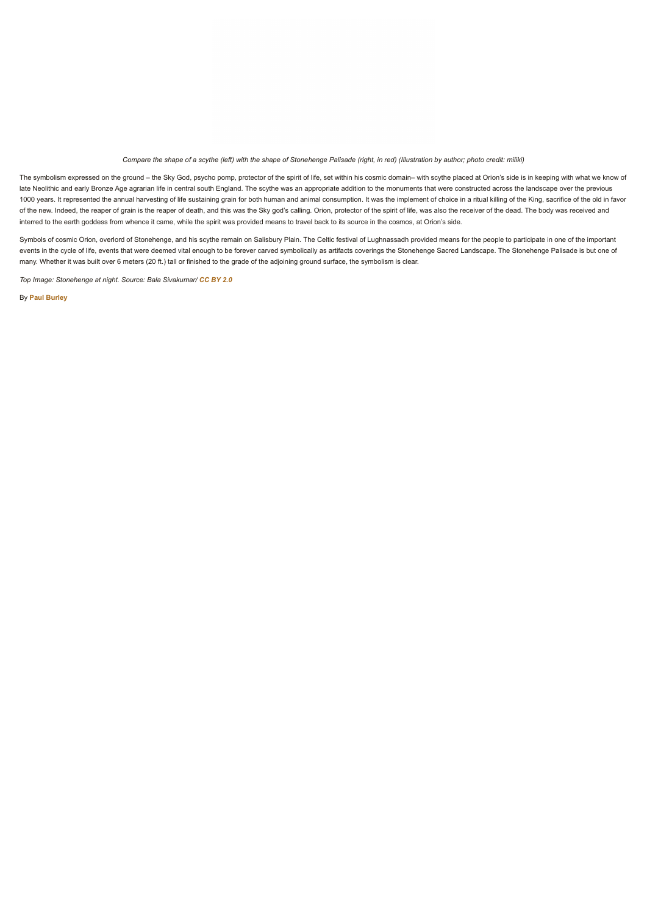*Compare the shape of a scythe (left) with the shape of Stonehenge Palisade (right, in red) (Illustration by author; photo credit: miliki)*

The symbolism expressed on the ground – the Sky God, psycho pomp, protector of the spirit of life, set within his cosmic domain– with scythe placed at Orion's side is in keeping with what we know of late Neolithic and early Bronze Age agrarian life in central south England. The scythe was an appropriate addition to the monuments that were constructed across the landscape over the previous 1000 years. It represented the annual harvesting of life sustaining grain for both human and animal consumption. It was the implement of choice in a ritual killing of the King, sacrifice of the old in favor of the new. Indeed, the reaper of grain is the reaper of death, and this was the Sky god's calling. Orion, protector of the spirit of life, was also the receiver of the dead. The body was received and interred to the earth goddess from whence it came, while the spirit was provided means to travel back to its source in the cosmos, at Orion's side.

Symbols of cosmic Orion, overlord of Stonehenge, and his scythe remain on Salisbury Plain. The Celtic festival of Lughnassadh provided means for the people to participate in one of the important events in the cycle of life, events that were deemed vital enough to be forever carved symbolically as artifacts coverings the Stonehenge Sacred Landscape. The Stonehenge Palisade is but one of many. Whether it was built over 6 meters (20 ft.) tall or finished to the grade of the adjoining ground surface, the symbolism is clear.

*Top Image: Stonehenge at night. Source: Bala Sivakumar/* ***CC BY 2.0***

By **Paul Burley**